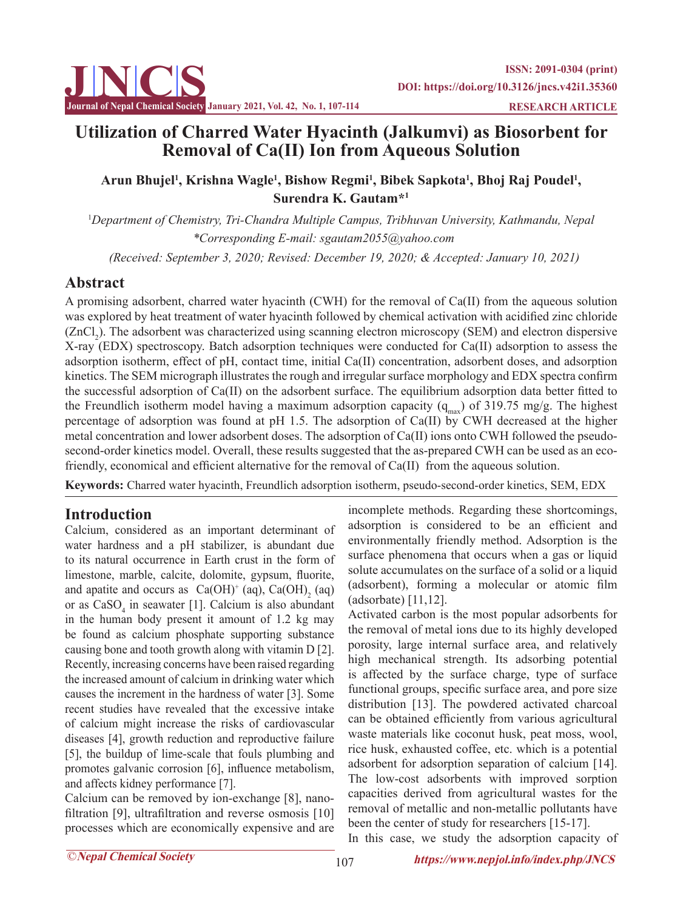# Utilization of Charred Water Hyacinth (Jalkumvi) as Biosorbent for Removal of Ca(II) Ion from Aqueous Solution

**Arun Bhujel[1], Krishna Wagle[1], Bishow Regmi[1], Bibek Sapkota[1], Bhoj Raj Poudel[1], Surendra K. Gautam*[1]**

[1]*Department of Chemistry, Tri-Chandra Multiple Campus, Tribhuvan University, Kathmandu, Nepal*

*\*Corresponding E-mail: sgautam2055@yahoo.com*

*(Received: September 3, 2020; Revised: December 19, 2020; & Accepted: January 10, 2021)*

## Abstract

A promising adsorbent, charred water hyacinth (CWH) for the removal of Ca(II) from the aqueous solution was explored by heat treatment of water hyacinth followed by chemical activation with acidified zinc chloride ($ZnCl_2$). The adsorbent was characterized using scanning electron microscopy (SEM) and electron dispersive X-ray (EDX) spectroscopy. Batch adsorption techniques were conducted for Ca(II) adsorption to assess the adsorption isotherm, effect of pH, contact time, initial Ca(II) concentration, adsorbent doses, and adsorption kinetics. The SEM micrograph illustrates the rough and irregular surface morphology and EDX spectra confirm the successful adsorption of Ca(II) on the adsorbent surface. The equilibrium adsorption data better fitted to the Freundlich isotherm model having a maximum adsorption capacity ($q_{max}$) of 319.75 mg/g. The highest percentage of adsorption was found at pH 1.5. The adsorption of Ca(II) by CWH decreased at the higher metal concentration and lower adsorbent doses. The adsorption of Ca(II) ions onto CWH followed the pseudo-second-order kinetics model. Overall, these results suggested that the as-prepared CWH can be used as an eco-friendly, economical and efficient alternative for the removal of Ca(II) from the aqueous solution.

**Keywords:** Charred water hyacinth, Freundlich adsorption isotherm, pseudo-second-order kinetics, SEM, EDX

## Introduction

Calcium, considered as an important determinant of water hardness and a pH stabilizer, is abundant due to its natural occurrence in Earth crust in the form of limestone, marble, calcite, dolomite, gypsum, fluorite, and apatite and occurs as $Ca(OH)^+$ (aq), $Ca(OH)_2$ (aq) or as $CaSO_4$ in seawater [1]. Calcium is also abundant in the human body present it amount of 1.2 kg may be found as calcium phosphate supporting substance causing bone and tooth growth along with vitamin D [2]. Recently, increasing concerns have been raised regarding the increased amount of calcium in drinking water which causes the increment in the hardness of water [3]. Some recent studies have revealed that the excessive intake of calcium might increase the risks of cardiovascular diseases [4], growth reduction and reproductive failure [5], the buildup of lime-scale that fouls plumbing and promotes galvanic corrosion [6], influence metabolism, and affects kidney performance [7].

Calcium can be removed by ion-exchange [8], nano-filtration [9], ultrafiltration and reverse osmosis [10] processes which are economically expensive and are incomplete methods. Regarding these shortcomings, adsorption is considered to be an efficient and environmentally friendly method. Adsorption is the surface phenomena that occurs when a gas or liquid solute accumulates on the surface of a solid or a liquid (adsorbent), forming a molecular or atomic film (adsorbate) [11,12].

Activated carbon is the most popular adsorbents for the removal of metal ions due to its highly developed porosity, large internal surface area, and relatively high mechanical strength. Its adsorbing potential is affected by the surface charge, type of surface functional groups, specific surface area, and pore size distribution [13]. The powdered activated charcoal can be obtained efficiently from various agricultural waste materials like coconut husk, peat moss, wool, rice husk, exhausted coffee, etc. which is a potential adsorbent for adsorption separation of calcium [14]. The low-cost adsorbents with improved sorption capacities derived from agricultural wastes for the removal of metallic and non-metallic pollutants have been the center of study for researchers [15-17].

In this case, we study the adsorption capacity of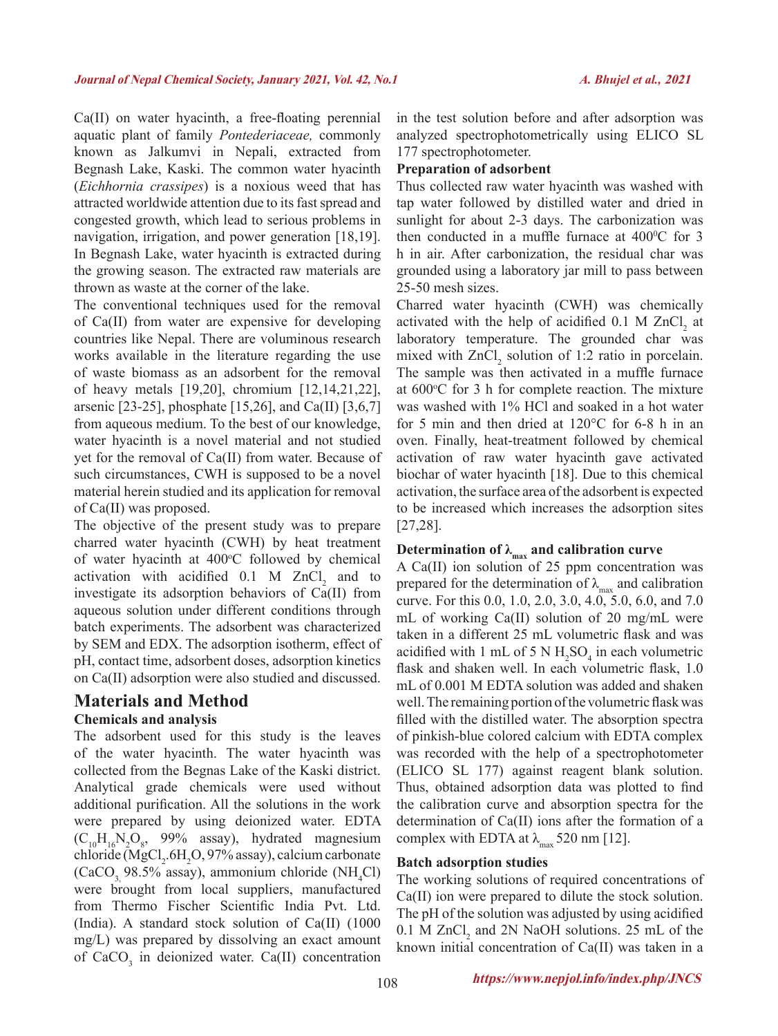Ca(II) on water hyacinth, a free-floating perennial aquatic plant of family *Pontederiaceae,* commonly known as Jalkumvi in Nepali, extracted from Begnash Lake, Kaski. The common water hyacinth (*Eichhornia crassipes*) is a noxious weed that has attracted worldwide attention due to its fast spread and congested growth, which lead to serious problems in navigation, irrigation, and power generation [18,19]. In Begnash Lake, water hyacinth is extracted during the growing season. The extracted raw materials are thrown as waste at the corner of the lake.

The conventional techniques used for the removal of Ca(II) from water are expensive for developing countries like Nepal. There are voluminous research works available in the literature regarding the use of waste biomass as an adsorbent for the removal of heavy metals [19,20], chromium [12,14,21,22], arsenic [23-25], phosphate [15,26], and Ca(II) [3,6,7] from aqueous medium. To the best of our knowledge, water hyacinth is a novel material and not studied yet for the removal of Ca(II) from water. Because of such circumstances, CWH is supposed to be a novel material herein studied and its application for removal of Ca(II) was proposed.

The objective of the present study was to prepare charred water hyacinth (CWH) by heat treatment of water hyacinth at 400°C followed by chemical activation with acidified 0.1 M $ZnCl_2$ and to investigate its adsorption behaviors of Ca(II) from aqueous solution under different conditions through batch experiments. The adsorbent was characterized by SEM and EDX. The adsorption isotherm, effect of pH, contact time, adsorbent doses, adsorption kinetics on Ca(II) adsorption were also studied and discussed.

## Materials and Method

### Chemicals and analysis

The adsorbent used for this study is the leaves of the water hyacinth. The water hyacinth was collected from the Begnas Lake of the Kaski district. Analytical grade chemicals were used without additional purification. All the solutions in the work were prepared by using deionized water. EDTA ($C_{10}H_{16}N_2O_8$, 99% assay), hydrated magnesium chloride ($MgCl_2.6H_2O$, 97% assay), calcium carbonate ($CaCO_3$, 98.5% assay), ammonium chloride ($NH_4Cl$) were brought from local suppliers, manufactured from Thermo Fischer Scientific India Pvt. Ltd. (India). A standard stock solution of Ca(II) (1000 mg/L) was prepared by dissolving an exact amount of $CaCO_3$ in deionized water. Ca(II) concentration in the test solution before and after adsorption was analyzed spectrophotometrically using ELICO SL 177 spectrophotometer.

### Preparation of adsorbent

Thus collected raw water hyacinth was washed with tap water followed by distilled water and dried in sunlight for about 2-3 days. The carbonization was then conducted in a muffle furnace at 400°C for 3 h in air. After carbonization, the residual char was grounded using a laboratory jar mill to pass between 25-50 mesh sizes.

Charred water hyacinth (CWH) was chemically activated with the help of acidified 0.1 M $ZnCl_2$ at laboratory temperature. The grounded char was mixed with $ZnCl_2$ solution of 1:2 ratio in porcelain. The sample was then activated in a muffle furnace at 600°C for 3 h for complete reaction. The mixture was washed with 1% HCl and soaked in a hot water for 5 min and then dried at 120°C for 6-8 h in an oven. Finally, heat-treatment followed by chemical activation of raw water hyacinth gave activated biochar of water hyacinth [18]. Due to this chemical activation, the surface area of the adsorbent is expected to be increased which increases the adsorption sites [27,28].

### Determination of $\lambda_{max}$ and calibration curve

A Ca(II) ion solution of 25 ppm concentration was prepared for the determination of $\lambda_{max}$ and calibration curve. For this 0.0, 1.0, 2.0, 3.0, 4.0, 5.0, 6.0, and 7.0 mL of working Ca(II) solution of 20 mg/mL were taken in a different 25 mL volumetric flask and was acidified with 1 mL of 5 N $H_2SO_4$ in each volumetric flask and shaken well. In each volumetric flask, 1.0 mL of 0.001 M EDTA solution was added and shaken well. The remaining portion of the volumetric flask was filled with the distilled water. The absorption spectra of pinkish-blue colored calcium with EDTA complex was recorded with the help of a spectrophotometer (ELICO SL 177) against reagent blank solution. Thus, obtained adsorption data was plotted to find the calibration curve and absorption spectra for the determination of Ca(II) ions after the formation of a complex with EDTA at $\lambda_{max}$ 520 nm [12].

### Batch adsorption studies

The working solutions of required concentrations of Ca(II) ion were prepared to dilute the stock solution. The pH of the solution was adjusted by using acidified 0.1 M $ZnCl_2$ and 2N NaOH solutions. 25 mL of the known initial concentration of Ca(II) was taken in a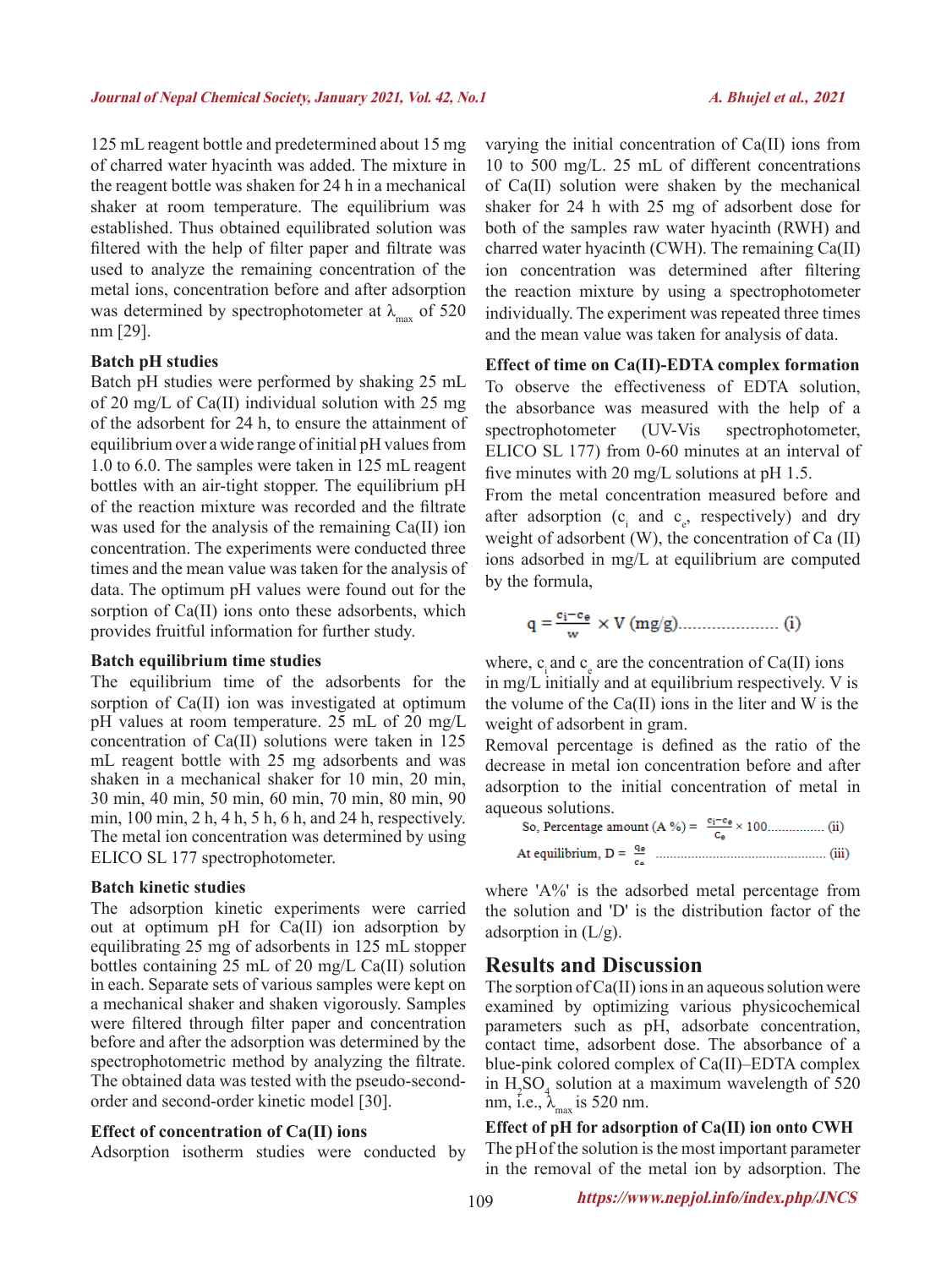125 mL reagent bottle and predetermined about 15 mg of charred water hyacinth was added. The mixture in the reagent bottle was shaken for 24 h in a mechanical shaker at room temperature. The equilibrium was established. Thus obtained equilibrated solution was filtered with the help of filter paper and filtrate was used to analyze the remaining concentration of the metal ions, concentration before and after adsorption was determined by spectrophotometer at $\lambda_{max}$ of 520 nm [29].

### Batch pH studies

Batch pH studies were performed by shaking 25 mL of 20 mg/L of Ca(II) individual solution with 25 mg of the adsorbent for 24 h, to ensure the attainment of equilibrium over a wide range of initial pH values from 1.0 to 6.0. The samples were taken in 125 mL reagent bottles with an air-tight stopper. The equilibrium pH of the reaction mixture was recorded and the filtrate was used for the analysis of the remaining Ca(II) ion concentration. The experiments were conducted three times and the mean value was taken for the analysis of data. The optimum pH values were found out for the sorption of Ca(II) ions onto these adsorbents, which provides fruitful information for further study.

### Batch equilibrium time studies

The equilibrium time of the adsorbents for the sorption of Ca(II) ion was investigated at optimum pH values at room temperature. 25 mL of 20 mg/L concentration of Ca(II) solutions were taken in 125 mL reagent bottle with 25 mg adsorbents and was shaken in a mechanical shaker for 10 min, 20 min, 30 min, 40 min, 50 min, 60 min, 70 min, 80 min, 90 min, 100 min, 2 h, 4 h, 5 h, 6 h, and 24 h, respectively. The metal ion concentration was determined by using ELICO SL 177 spectrophotometer.

### Batch kinetic studies

The adsorption kinetic experiments were carried out at optimum pH for Ca(II) ion adsorption by equilibrating 25 mg of adsorbents in 125 mL stopper bottles containing 25 mL of 20 mg/L Ca(II) solution in each. Separate sets of various samples were kept on a mechanical shaker and shaken vigorously. Samples were filtered through filter paper and concentration before and after the adsorption was determined by the spectrophotometric method by analyzing the filtrate. The obtained data was tested with the pseudo-second-order and second-order kinetic model [30].

### Effect of concentration of Ca(II) ions

Adsorption isotherm studies were conducted by varying the initial concentration of Ca(II) ions from 10 to 500 mg/L. 25 mL of different concentrations of Ca(II) solution were shaken by the mechanical shaker for 24 h with 25 mg of adsorbent dose for both of the samples raw water hyacinth (RWH) and charred water hyacinth (CWH). The remaining Ca(II) ion concentration was determined after filtering the reaction mixture by using a spectrophotometer individually. The experiment was repeated three times and the mean value was taken for analysis of data.

### Effect of time on Ca(II)-EDTA complex formation

To observe the effectiveness of EDTA solution, the absorbance was measured with the help of a spectrophotometer (UV-Vis spectrophotometer, ELICO SL 177) from 0-60 minutes at an interval of five minutes with 20 mg/L solutions at pH 1.5.

From the metal concentration measured before and after adsorption ($c_i$ and $c_e$, respectively) and dry weight of adsorbent (W), the concentration of Ca (II) ions adsorbed in mg/L at equilibrium are computed by the formula,

$$q = \frac{c_i - c_e}{w} \times V \text{ (mg/g)} \quad \text{...................... (i)}$$

where, $c_i$ and $c_e$ are the concentration of Ca(II) ions in mg/L initially and at equilibrium respectively. V is the volume of the Ca(II) ions in the liter and W is the weight of adsorbent in gram.

Removal percentage is defined as the ratio of the decrease in metal ion concentration before and after adsorption to the initial concentration of metal in aqueous solutions.

$$\text{So, Percentage amount (A \%)} = \frac{c_i - c_e}{C_e} \times 100 \quad \text{................ (ii)}$$

$$\text{At equilibrium, } D = \frac{q_e}{c_e} \quad \text{................................................ (iii)}$$

where 'A%' is the adsorbed metal percentage from the solution and 'D' is the distribution factor of the adsorption in (L/g).

## Results and Discussion

The sorption of Ca(II) ions in an aqueous solution were examined by optimizing various physicochemical parameters such as pH, adsorbate concentration, contact time, adsorbent dose. The absorbance of a blue-pink colored complex of Ca(II)–EDTA complex in $H_2SO_4$ solution at a maximum wavelength of 520 nm, i.e., $\lambda_{max}$ is 520 nm.

### Effect of pH for adsorption of Ca(II) ion onto CWH

The pH of the solution is the most important parameter in the removal of the metal ion by adsorption. The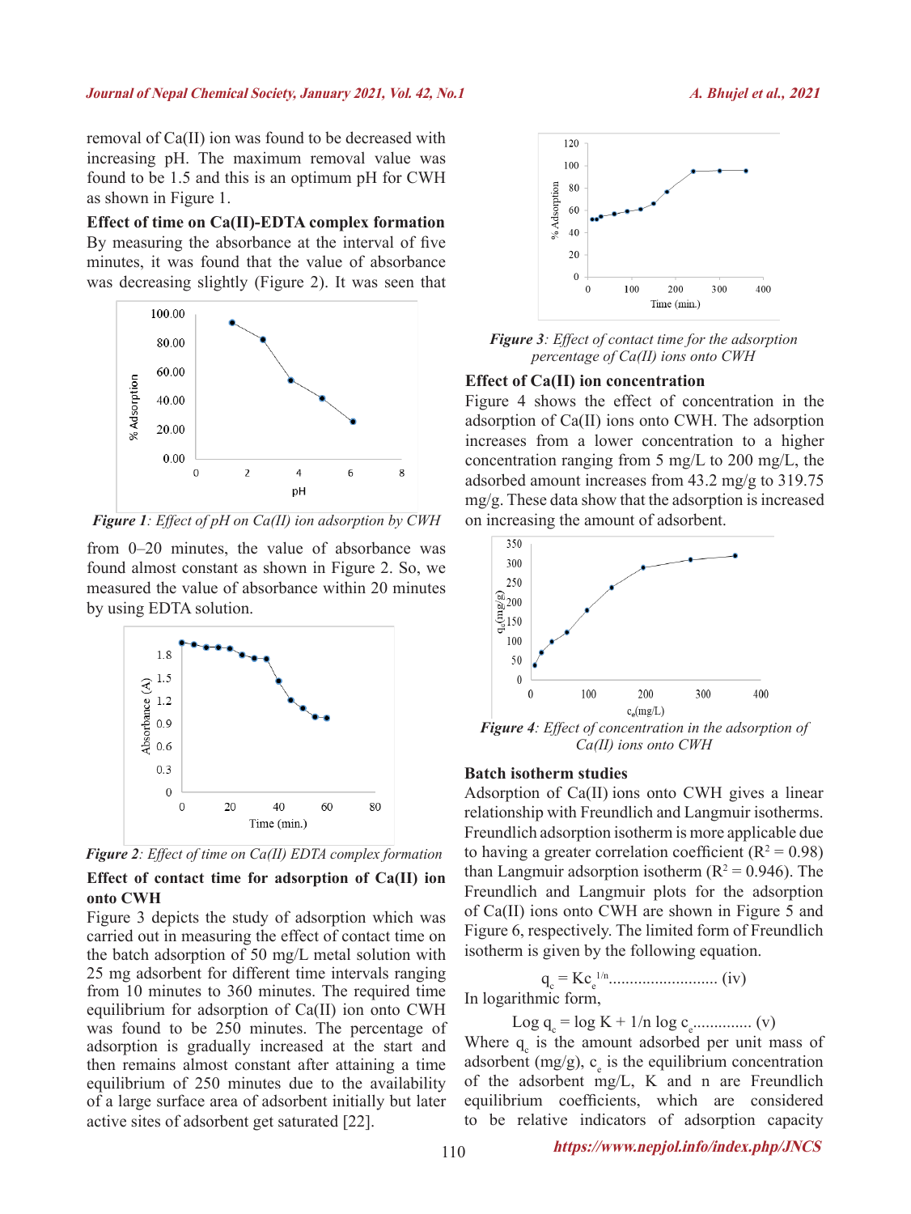removal of Ca(II) ion was found to be decreased with increasing pH. The maximum removal value was found to be 1.5 and this is an optimum pH for CWH as shown in Figure 1.

**Effect of time on Ca(II)-EDTA complex formation**

By measuring the absorbance at the interval of five minutes, it was found that the value of absorbance was decreasing slightly (Figure 2). It was seen that from 0–20 minutes, the value of absorbance was found almost constant as shown in Figure 2. So, we measured the value of absorbance within 20 minutes by using EDTA solution.

***Figure 1**: Effect of pH on Ca(II) ion adsorption by CWH*

***Figure 2**: Effect of time on Ca(II) EDTA complex formation*

**Effect of contact time for adsorption of Ca(II) ion onto CWH**

Figure 3 depicts the study of adsorption which was carried out in measuring the effect of contact time on the batch adsorption of 50 mg/L metal solution with 25 mg adsorbent for different time intervals ranging from 10 minutes to 360 minutes. The required time equilibrium for adsorption of Ca(II) ion onto CWH was found to be 250 minutes. The percentage of adsorption is gradually increased at the start and then remains almost constant after attaining a time equilibrium of 250 minutes due to the availability of a large surface area of adsorbent initially but later active sites of adsorbent get saturated [22].

***Figure 3**: Effect of contact time for the adsorption percentage of Ca(II) ions onto CWH*

**Effect of Ca(II) ion concentration**

Figure 4 shows the effect of concentration in the adsorption of Ca(II) ions onto CWH. The adsorption increases from a lower concentration to a higher concentration ranging from 5 mg/L to 200 mg/L, the adsorbed amount increases from 43.2 mg/g to 319.75 mg/g. These data show that the adsorption is increased on increasing the amount of adsorbent.

***Figure 4**: Effect of concentration in the adsorption of Ca(II) ions onto CWH*

**Batch isotherm studies**

Adsorption of Ca(II) ions onto CWH gives a linear relationship with Freundlich and Langmuir isotherms. Freundlich adsorption isotherm is more applicable due to having a greater correlation coefficient ($R^2 = 0.98$) than Langmuir adsorption isotherm ($R^2 = 0.946$). The Freundlich and Langmuir plots for the adsorption of Ca(II) ions onto CWH are shown in Figure 5 and Figure 6, respectively. The limited form of Freundlich isotherm is given by the following equation.

$$q_e = Kc_e^{1/n} \quad \text{.......................... (iv)}$$

In logarithmic form,

$$\text{Log } q_e = \log K + 1/n \log c_e \quad \text{.............. (v)}$$

Where $q_e$ is the amount adsorbed per unit mass of adsorbent (mg/g), $c_e$ is the equilibrium concentration of the adsorbent mg/L, K and n are Freundlich equilibrium coefficients, which are considered to be relative indicators of adsorption capacity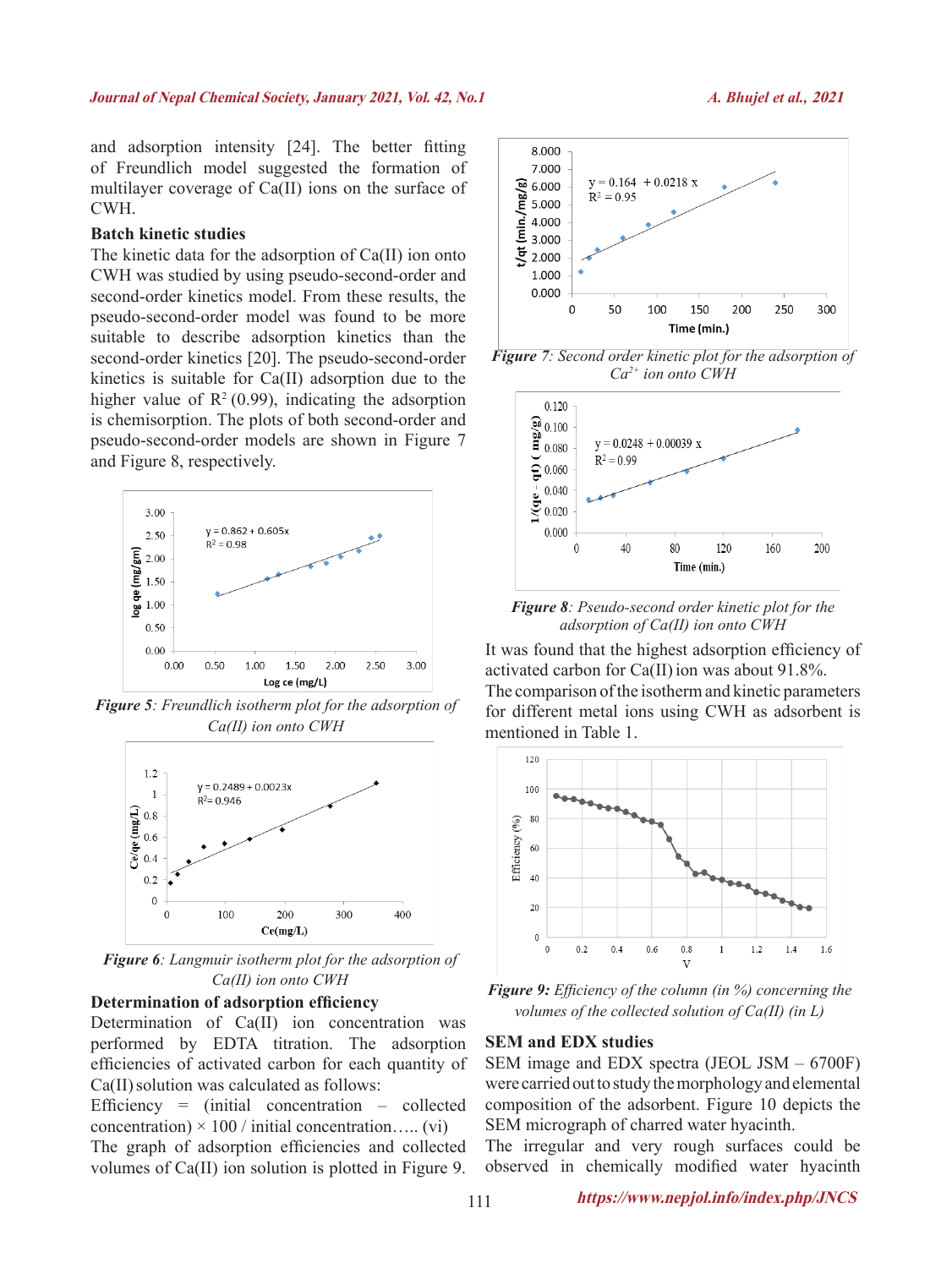and adsorption intensity [24]. The better fitting of Freundlich model suggested the formation of multilayer coverage of Ca(II) ions on the surface of CWH.

**Batch kinetic studies**

The kinetic data for the adsorption of Ca(II) ion onto CWH was studied by using pseudo-second-order and second-order kinetics model. From these results, the pseudo-second-order model was found to be more suitable to describe adsorption kinetics than the second-order kinetics [20]. The pseudo-second-order kinetics is suitable for Ca(II) adsorption due to the higher value of $R^2$ (0.99), indicating the adsorption is chemisorption. The plots of both second-order and pseudo-second-order models are shown in Figure 7 and Figure 8, respectively.

***Figure 5**: Freundlich isotherm plot for the adsorption of Ca(II) ion onto CWH*

***Figure 6**: Langmuir isotherm plot for the adsorption of Ca(II) ion onto CWH*

**Determination of adsorption efficiency**

Determination of Ca(II) ion concentration was performed by EDTA titration. The adsorption efficiencies of activated carbon for each quantity of Ca(II) solution was calculated as follows:

Efficiency = (initial concentration – collected concentration) × 100 / initial concentration….. (vi)

The graph of adsorption efficiencies and collected volumes of Ca(II) ion solution is plotted in Figure 9.

***Figure 7**: Second order kinetic plot for the adsorption of $Ca^{2+}$ ion onto CWH*

***Figure 8**: Pseudo-second order kinetic plot for the adsorption of Ca(II) ion onto CWH*

It was found that the highest adsorption efficiency of activated carbon for Ca(II) ion was about 91.8%. The comparison of the isotherm and kinetic parameters for different metal ions using CWH as adsorbent is mentioned in Table 1.

***Figure 9:** Efficiency of the column (in %) concerning the volumes of the collected solution of Ca(II) (in L)*

**SEM and EDX studies**

SEM image and EDX spectra (JEOL JSM – 6700F) were carried out to study the morphology and elemental composition of the adsorbent. Figure 10 depicts the SEM micrograph of charred water hyacinth.

The irregular and very rough surfaces could be observed in chemically modified water hyacinth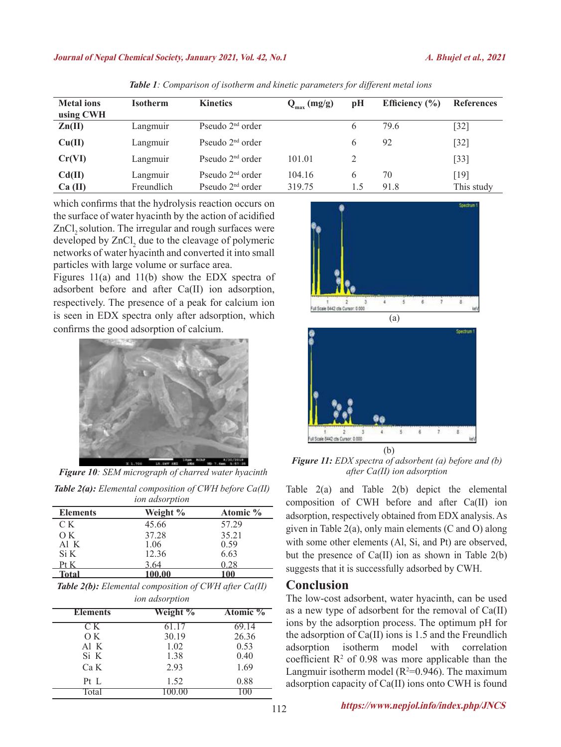*Table 1: Comparison of isotherm and kinetic parameters for different metal ions*

| Metal ions using CWH | Isotherm | Kinetics | $Q_{max}$ (mg/g) | pH | Efficiency (%) | References |
|---|---|---|---|---|---|---|
| **Zn(II)** | Langmuir | Pseudo 2nd order | | 6 | 79.6 | [32] |
| **Cu(II)** | Langmuir | Pseudo 2nd order | | 6 | 92 | [32] |
| **Cr(VI)** | Langmuir | Pseudo 2nd order | 101.01 | 2 | | [33] |
| **Cd(II)** | Langmuir | Pseudo 2nd order | 104.16 | 6 | 70 | [19] |
| **Ca (II)** | Freundlich | Pseudo 2nd order | 319.75 | 1.5 | 91.8 | This study |

which confirms that the hydrolysis reaction occurs on the surface of water hyacinth by the action of acidified $ZnCl_2$ solution. The irregular and rough surfaces were developed by $ZnCl_2$ due to the cleavage of polymeric networks of water hyacinth and converted it into small particles with large volume or surface area.

Figures 11(a) and 11(b) show the EDX spectra of adsorbent before and after Ca(II) ion adsorption, respectively. The presence of a peak for calcium ion is seen in EDX spectra only after adsorption, which confirms the good adsorption of calcium.

***Figure 10**: SEM micrograph of charred water hyacinth*

***Table 2(a):** Elemental composition of CWH before Ca(II) ion adsorption*

| Elements | Weight % | Atomic % |
|---|---|---|
| C K | 45.66 | 57.29 |
| O K | 37.28 | 35.21 |
| Al K | 1.06 | 0.59 |
| Si K | 12.36 | 6.63 |
| Pt K | 3.64 | 0.28 |
| **Total** | **100.00** | **100** |

***Table 2(b):** Elemental composition of CWH after Ca(II) ion adsorption*

| Elements | Weight % | Atomic % |
|---|---|---|
| C K | 61.17 | 69.14 |
| O K | 30.19 | 26.36 |
| Al K | 1.02 | 0.53 |
| Si K | 1.38 | 0.40 |
| Ca K | 2.93 | 1.69 |
| Pt L | 1.52 | 0.88 |
| Total | 100.00 | 100 |

***Figure 11:** EDX spectra of adsorbent (a) before and (b) after Ca(II) ion adsorption*

Table 2(a) and Table 2(b) depict the elemental composition of CWH before and after Ca(II) ion adsorption, respectively obtained from EDX analysis. As given in Table 2(a), only main elements (C and O) along with some other elements (Al, Si, and Pt) are observed, but the presence of Ca(II) ion as shown in Table 2(b) suggests that it is successfully adsorbed by CWH.

## Conclusion

The low-cost adsorbent, water hyacinth, can be used as a new type of adsorbent for the removal of Ca(II) ions by the adsorption process. The optimum pH for the adsorption of Ca(II) ions is 1.5 and the Freundlich adsorption isotherm model with correlation coefficient $R^2$ of 0.98 was more applicable than the Langmuir isotherm model ($R^2$=0.946). The maximum adsorption capacity of Ca(II) ions onto CWH is found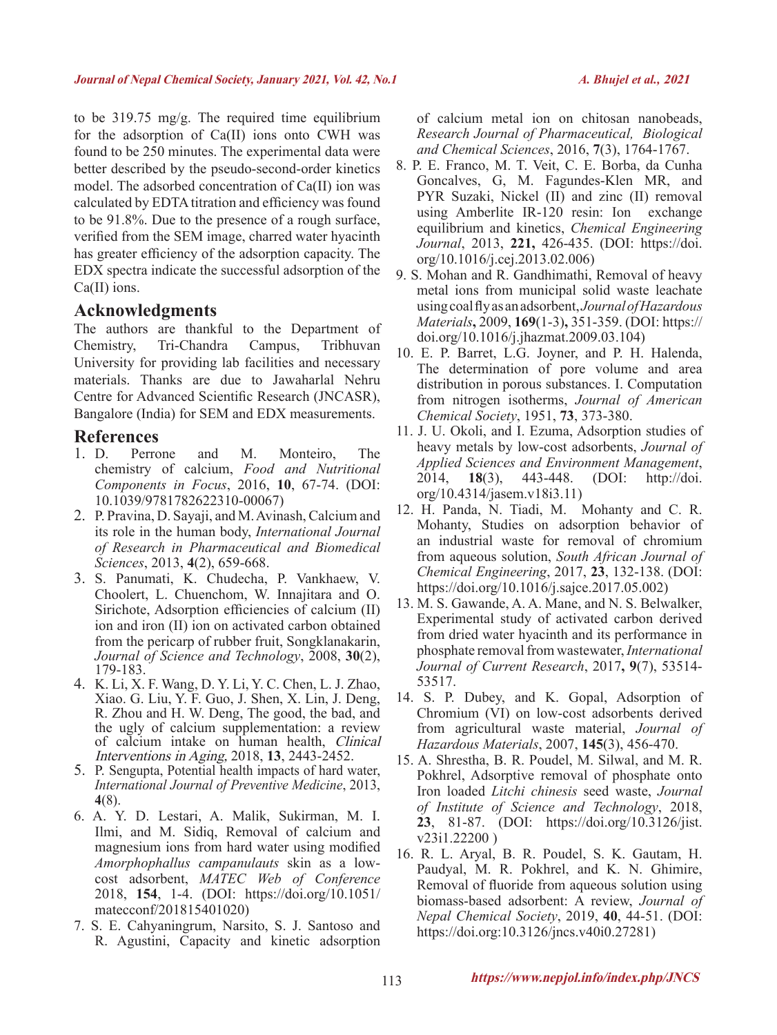to be 319.75 mg/g. The required time equilibrium for the adsorption of Ca(II) ions onto CWH was found to be 250 minutes. The experimental data were better described by the pseudo-second-order kinetics model. The adsorbed concentration of Ca(II) ion was calculated by EDTA titration and efficiency was found to be 91.8%. Due to the presence of a rough surface, verified from the SEM image, charred water hyacinth has greater efficiency of the adsorption capacity. The EDX spectra indicate the successful adsorption of the Ca(II) ions.

## Acknowledgments

The authors are thankful to the Department of Chemistry, Tri-Chandra Campus, Tribhuvan University for providing lab facilities and necessary materials. Thanks are due to Jawaharlal Nehru Centre for Advanced Scientific Research (JNCASR), Bangalore (India) for SEM and EDX measurements.

## References

1. D. Perrone and M. Monteiro, The chemistry of calcium, *Food and Nutritional Components in Focus*, 2016, **10**, 67-74. (DOI: 10.1039/9781782622310-00067)
2. P. Pravina, D. Sayaji, and M. Avinash, Calcium and its role in the human body, *International Journal of Research in Pharmaceutical and Biomedical Sciences*, 2013, **4**(2), 659-668.
3. S. Panumati, K. Chudecha, P. Vankhaew, V. Choolert, L. Chuenchom, W. Innajitara and O. Sirichote, Adsorption efficiencies of calcium (II) ion and iron (II) ion on activated carbon obtained from the pericarp of rubber fruit, Songklanakarin, *Journal of Science and Technology*, 2008, **30**(2), 179-183.
4. K. Li, X. F. Wang, D. Y. Li, Y. C. Chen, L. J. Zhao, Xiao. G. Liu, Y. F. Guo, J. Shen, X. Lin, J. Deng, R. Zhou and H. W. Deng, The good, the bad, and the ugly of calcium supplementation: a review of calcium intake on human health, *Clinical Interventions in Aging*, 2018, **13**, 2443-2452.
5. P. Sengupta, Potential health impacts of hard water, *International Journal of Preventive Medicine*, 2013, **4**(8).
6. A. Y. D. Lestari, A. Malik, Sukirman, M. I. Ilmi, and M. Sidiq, Removal of calcium and magnesium ions from hard water using modified *Amorphophallus campanulauts* skin as a low-cost adsorbent, *MATEC Web of Conference* 2018, **154**, 1-4. (DOI: https://doi.org/10.1051/matecconf/201815401020)
7. S. E. Cahyaningrum, Narsito, S. J. Santoso and R. Agustini, Capacity and kinetic adsorption of calcium metal ion on chitosan nanobeads, *Research Journal of Pharmaceutical, Biological and Chemical Sciences*, 2016, **7**(3), 1764-1767.
8. P. E. Franco, M. T. Veit, C. E. Borba, da Cunha Goncalves, G, M. Fagundes-Klen MR, and PYR Suzaki, Nickel (II) and zinc (II) removal using Amberlite IR-120 resin: Ion exchange equilibrium and kinetics, *Chemical Engineering Journal*, 2013, **221,** 426-435. (DOI: https://doi.org/10.1016/j.cej.2013.02.006)
9. S. Mohan and R. Gandhimathi, Removal of heavy metal ions from municipal solid waste leachate using coal fly as an adsorbent, *Journal of Hazardous Materials***,** 2009, **169**(1-3)**,** 351-359. (DOI: https://doi.org/10.1016/j.jhazmat.2009.03.104)
10. E. P. Barret, L.G. Joyner, and P. H. Halenda, The determination of pore volume and area distribution in porous substances. I. Computation from nitrogen isotherms, *Journal of American Chemical Society*, 1951, **73**, 373-380.
11. J. U. Okoli, and I. Ezuma, Adsorption studies of heavy metals by low-cost adsorbents, *Journal of Applied Sciences and Environment Management*, 2014, **18**(3), 443-448. (DOI: http://doi.org/10.4314/jasem.v18i3.11)
12. H. Panda, N. Tiadi, M. Mohanty and C. R. Mohanty, Studies on adsorption behavior of an industrial waste for removal of chromium from aqueous solution, *South African Journal of Chemical Engineering*, 2017, **23**, 132-138. (DOI: https://doi.org/10.1016/j.sajce.2017.05.002)
13. M. S. Gawande, A. A. Mane, and N. S. Belwalker, Experimental study of activated carbon derived from dried water hyacinth and its performance in phosphate removal from wastewater, *International Journal of Current Research*, 2017**, 9**(7), 53514-53517.
14. S. P. Dubey, and K. Gopal, Adsorption of Chromium (VI) on low-cost adsorbents derived from agricultural waste material, *Journal of Hazardous Materials*, 2007, **145**(3), 456-470.
15. A. Shrestha, B. R. Poudel, M. Silwal, and M. R. Pokhrel, Adsorptive removal of phosphate onto Iron loaded *Litchi chinesis* seed waste, *Journal of Institute of Science and Technology*, 2018, **23**, 81-87. (DOI: https://doi.org/10.3126/jist.v23i1.22200 )
16. R. L. Aryal, B. R. Poudel, S. K. Gautam, H. Paudyal, M. R. Pokhrel, and K. N. Ghimire, Removal of fluoride from aqueous solution using biomass-based adsorbent: A review, *Journal of Nepal Chemical Society*, 2019, **40**, 44-51. (DOI: https://doi.org:10.3126/jncs.v40i0.27281)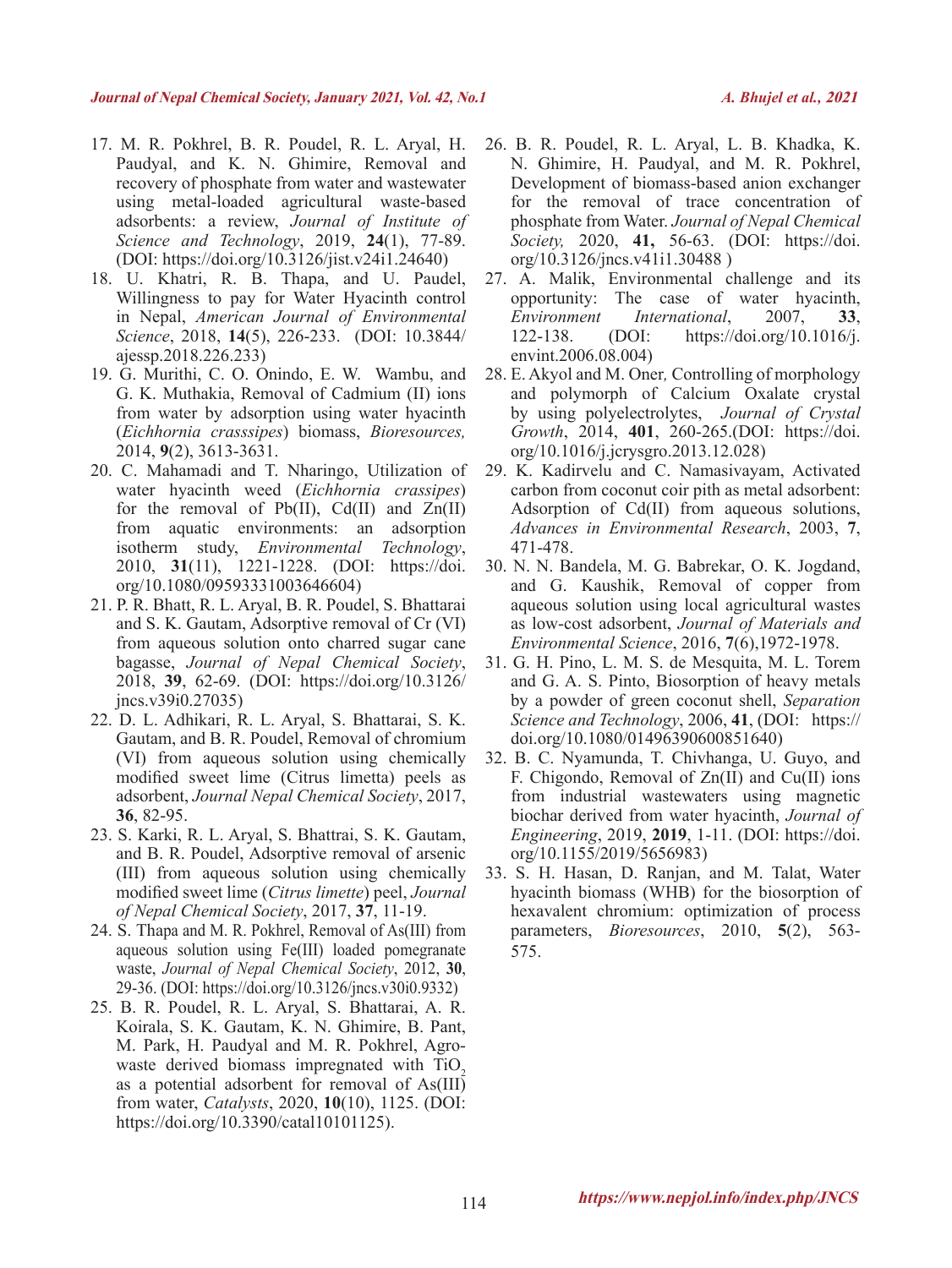17. M. R. Pokhrel, B. R. Poudel, R. L. Aryal, H. Paudyal, and K. N. Ghimire, Removal and recovery of phosphate from water and wastewater using metal-loaded agricultural waste-based adsorbents: a review, *Journal of Institute of Science and Technology*, 2019, **24**(1), 77-89. (DOI: https://doi.org/10.3126/jist.v24i1.24640)
18. U. Khatri, R. B. Thapa, and U. Paudel, Willingness to pay for Water Hyacinth control in Nepal, *American Journal of Environmental Science*, 2018, **14**(5), 226-233. (DOI: 10.3844/ajessp.2018.226.233)
19. G. Murithi, C. O. Onindo, E. W. Wambu, and G. K. Muthakia, Removal of Cadmium (II) ions from water by adsorption using water hyacinth (*Eichhornia crasssipes*) biomass, *Bioresources,* 2014, **9**(2), 3613-3631.
20. C. Mahamadi and T. Nharingo, Utilization of water hyacinth weed (*Eichhornia crassipes*) for the removal of Pb(II), Cd(II) and Zn(II) from aquatic environments: an adsorption isotherm study, *Environmental Technology*, 2010, **31**(11), 1221-1228. (DOI: https://doi.org/10.1080/09593331003646604)
21. P. R. Bhatt, R. L. Aryal, B. R. Poudel, S. Bhattarai and S. K. Gautam, Adsorptive removal of Cr (VI) from aqueous solution onto charred sugar cane bagasse, *Journal of Nepal Chemical Society*, 2018, **39**, 62-69. (DOI: https://doi.org/10.3126/jncs.v39i0.27035)
22. D. L. Adhikari, R. L. Aryal, S. Bhattarai, S. K. Gautam, and B. R. Poudel, Removal of chromium (VI) from aqueous solution using chemically modified sweet lime (Citrus limetta) peels as adsorbent, *Journal Nepal Chemical Society*, 2017, **36**, 82-95.
23. S. Karki, R. L. Aryal, S. Bhattrai, S. K. Gautam, and B. R. Poudel, Adsorptive removal of arsenic (III) from aqueous solution using chemically modified sweet lime (*Citrus limette*) peel, *Journal of Nepal Chemical Society*, 2017, **37**, 11-19.
24. S. Thapa and M. R. Pokhrel, Removal of As(III) from aqueous solution using Fe(III) loaded pomegranate waste, *Journal of Nepal Chemical Society*, 2012, **30**, 29-36. (DOI: https://doi.org/10.3126/jncs.v30i0.9332)
25. B. R. Poudel, R. L. Aryal, S. Bhattarai, A. R. Koirala, S. K. Gautam, K. N. Ghimire, B. Pant, M. Park, H. Paudyal and M. R. Pokhrel, Agro-waste derived biomass impregnated with $TiO_2$ as a potential adsorbent for removal of As(III) from water, *Catalysts*, 2020, **10**(10), 1125. (DOI: https://doi.org/10.3390/catal10101125).
26. B. R. Poudel, R. L. Aryal, L. B. Khadka, K. N. Ghimire, H. Paudyal, and M. R. Pokhrel, Development of biomass-based anion exchanger for the removal of trace concentration of phosphate from Water. *Journal of Nepal Chemical Society,* 2020, **41,** 56-63. (DOI: https://doi.org/10.3126/jncs.v41i1.30488 )
27. A. Malik, Environmental challenge and its opportunity: The case of water hyacinth, *Environment International*, 2007, **33**, 122-138. (DOI: https://doi.org/10.1016/j.envint.2006.08.004)
28. E. Akyol and M. Oner*,* Controlling of morphology and polymorph of Calcium Oxalate crystal by using polyelectrolytes, *Journal of Crystal Growth*, 2014, **401**, 260-265.(DOI: https://doi.org/10.1016/j.jcrysgro.2013.12.028)
29. K. Kadirvelu and C. Namasivayam, Activated carbon from coconut coir pith as metal adsorbent: Adsorption of Cd(II) from aqueous solutions, *Advances in Environmental Research*, 2003, **7**, 471-478.
30. N. N. Bandela, M. G. Babrekar, O. K. Jogdand, and G. Kaushik, Removal of copper from aqueous solution using local agricultural wastes as low-cost adsorbent, *Journal of Materials and Environmental Science*, 2016, **7**(6),1972-1978.
31. G. H. Pino, L. M. S. de Mesquita, M. L. Torem and G. A. S. Pinto, Biosorption of heavy metals by a powder of green coconut shell, *Separation Science and Technology*, 2006, **41**, (DOI: https://doi.org/10.1080/01496390600851640)
32. B. C. Nyamunda, T. Chivhanga, U. Guyo, and F. Chigondo, Removal of Zn(II) and Cu(II) ions from industrial wastewaters using magnetic biochar derived from water hyacinth, *Journal of Engineering*, 2019, **2019**, 1-11. (DOI: https://doi.org/10.1155/2019/5656983)
33. S. H. Hasan, D. Ranjan, and M. Talat, Water hyacinth biomass (WHB) for the biosorption of hexavalent chromium: optimization of process parameters, *Bioresources*, 2010, **5**(2), 563-575.